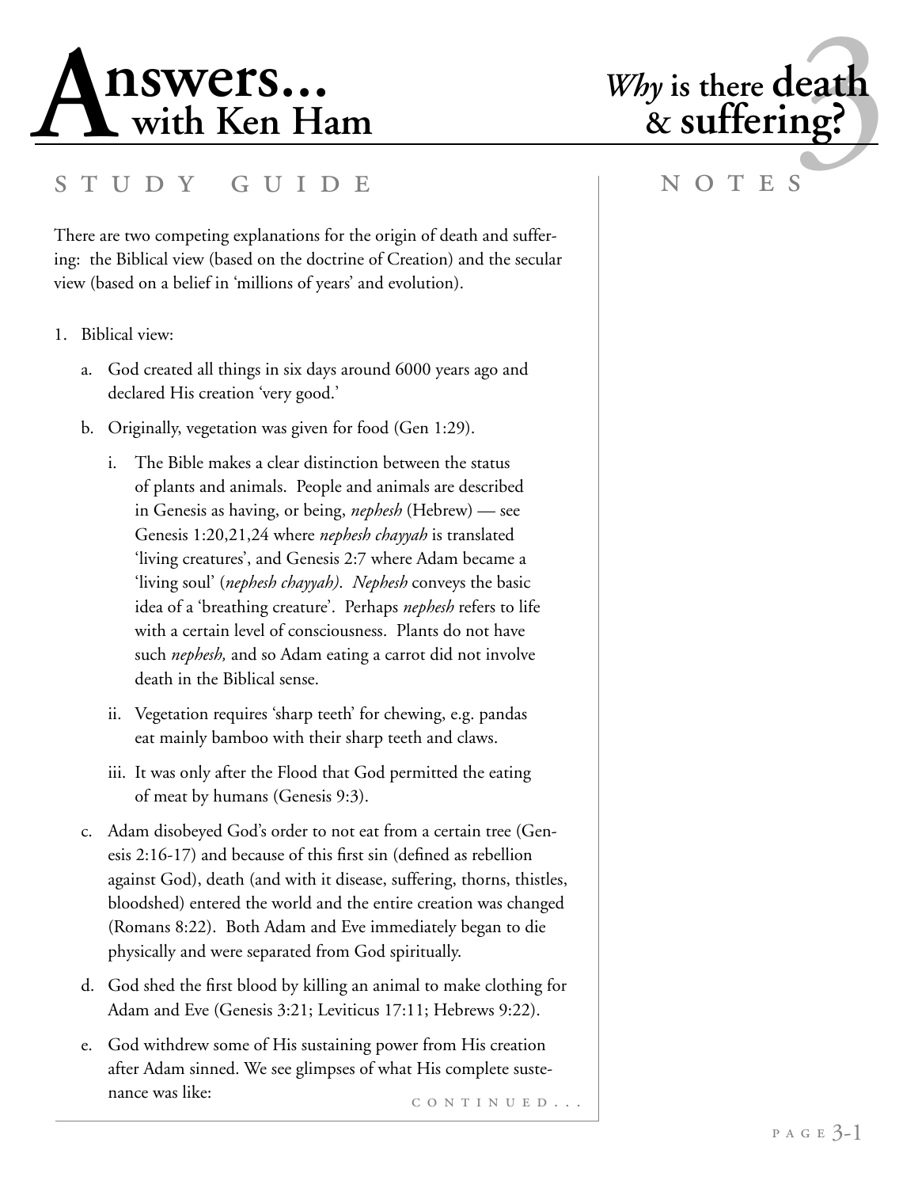# Answers... with Ken Ham

## *Why* is there death & suffering? 3

### STUDY GUIDE

There are two competing explanations for the origin of death and suffering: the Biblical view (based on the doctrine of Creation) and the secular view (based on a belief in 'millions of years' and evolution).

1. Biblical view:

   a. God created all things in six days around 6000 years ago and declared His creation 'very good.'

   b. Originally, vegetation was given for food (Gen 1:29).

      i. The Bible makes a clear distinction between the status of plants and animals. People and animals are described in Genesis as having, or being, *nephesh* (Hebrew) — see Genesis 1:20,21,24 where *nephesh chayyah* is translated 'living creatures', and Genesis 2:7 where Adam became a 'living soul' (*nephesh chayyah). Nephesh* conveys the basic idea of a 'breathing creature'. Perhaps *nephesh* refers to life with a certain level of consciousness. Plants do not have such *nephesh,* and so Adam eating a carrot did not involve death in the Biblical sense.

      ii. Vegetation requires 'sharp teeth' for chewing, e.g. pandas eat mainly bamboo with their sharp teeth and claws.

      iii. It was only after the Flood that God permitted the eating of meat by humans (Genesis 9:3).

   c. Adam disobeyed God's order to not eat from a certain tree (Genesis 2:16-17) and because of this first sin (defined as rebellion against God), death (and with it disease, suffering, thorns, thistles, bloodshed) entered the world and the entire creation was changed (Romans 8:22). Both Adam and Eve immediately began to die physically and were separated from God spiritually.

   d. God shed the first blood by killing an animal to make clothing for Adam and Eve (Genesis 3:21; Leviticus 17:11; Hebrews 9:22).

   e. God withdrew some of His sustaining power from His creation after Adam sinned. We see glimpses of what His complete sustenance was like:

CONTINUED...

### NOTES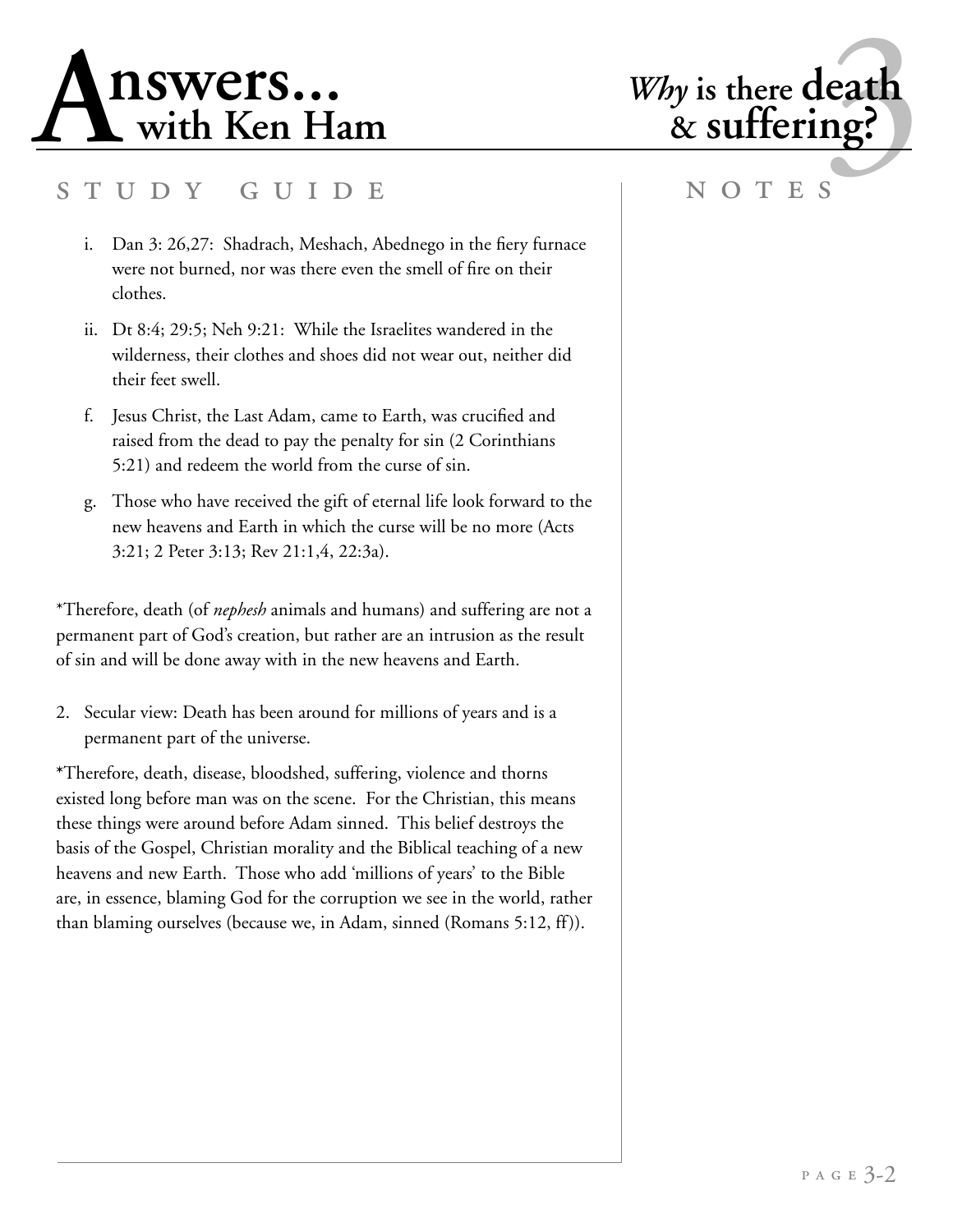i. Dan 3: 26,27: Shadrach, Meshach, Abednego in the fiery furnace were not burned, nor was there even the smell of fire on their clothes.

ii. Dt 8:4; 29:5; Neh 9:21: While the Israelites wandered in the wilderness, their clothes and shoes did not wear out, neither did their feet swell.

f. Jesus Christ, the Last Adam, came to Earth, was crucified and raised from the dead to pay the penalty for sin (2 Corinthians 5:21) and redeem the world from the curse of sin.

g. Those who have received the gift of eternal life look forward to the new heavens and Earth in which the curse will be no more (Acts 3:21; 2 Peter 3:13; Rev 21:1,4, 22:3a).

*Therefore, death (of *nephesh* animals and humans) and suffering are not a permanent part of God's creation, but rather are an intrusion as the result of sin and will be done away with in the new heavens and Earth.

2. Secular view: Death has been around for millions of years and is a permanent part of the universe.

*Therefore, death, disease, bloodshed, suffering, violence and thorns existed long before man was on the scene. For the Christian, this means these things were around before Adam sinned. This belief destroys the basis of the Gospel, Christian morality and the Biblical teaching of a new heavens and new Earth. Those who add 'millions of years' to the Bible are, in essence, blaming God for the corruption we see in the world, rather than blaming ourselves (because we, in Adam, sinned (Romans 5:12, ff)).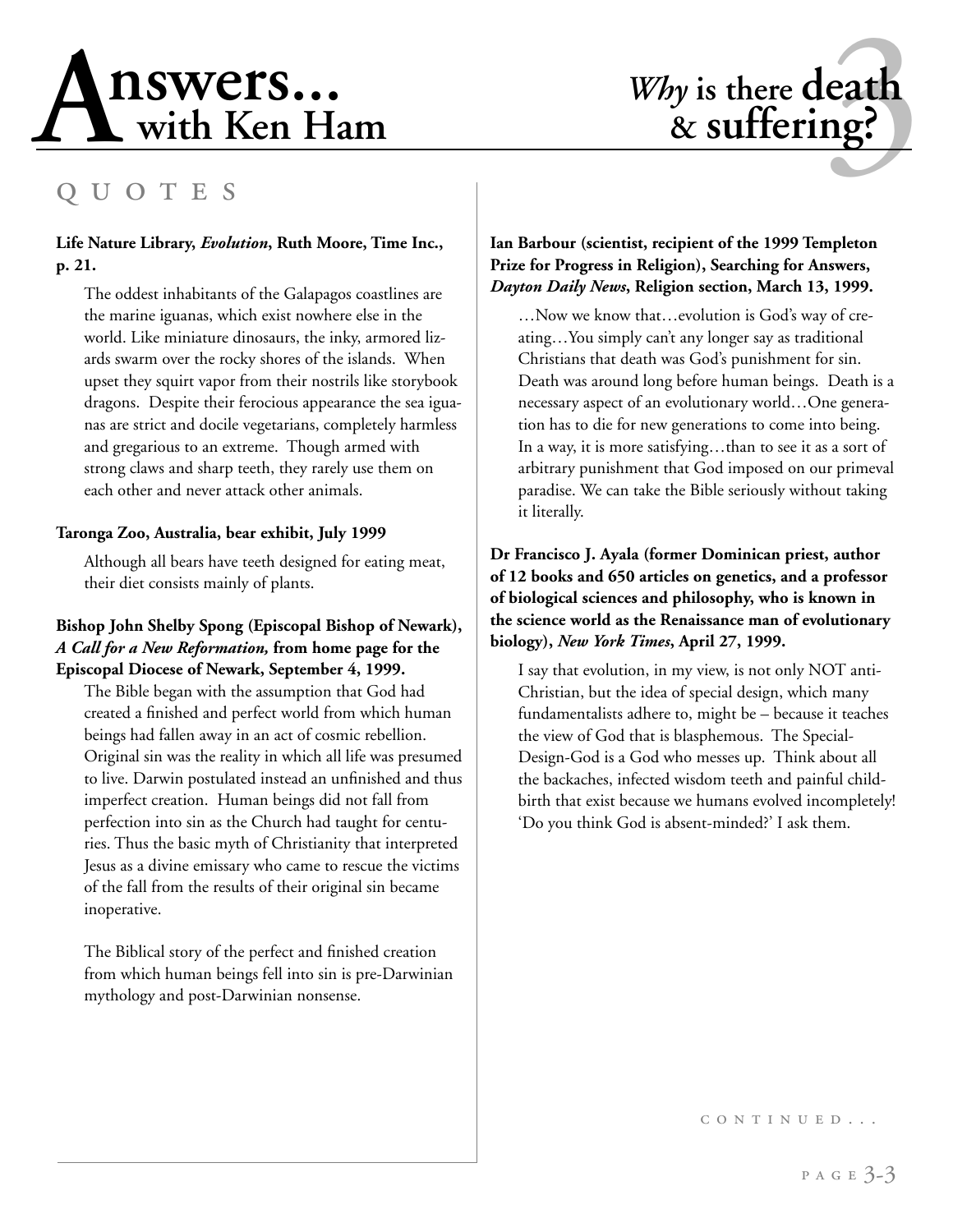# Answers... with Ken Ham

## *Why* is there death & suffering?

## QUOTES

**Life Nature Library, *Evolution*, Ruth Moore, Time Inc., p. 21.**

The oddest inhabitants of the Galapagos coastlines are the marine iguanas, which exist nowhere else in the world. Like miniature dinosaurs, the inky, armored lizards swarm over the rocky shores of the islands. When upset they squirt vapor from their nostrils like storybook dragons. Despite their ferocious appearance the sea iguanas are strict and docile vegetarians, completely harmless and gregarious to an extreme. Though armed with strong claws and sharp teeth, they rarely use them on each other and never attack other animals.

**Taronga Zoo, Australia, bear exhibit, July 1999**

Although all bears have teeth designed for eating meat, their diet consists mainly of plants.

**Bishop John Shelby Spong (Episcopal Bishop of Newark), *A Call for a New Reformation,* from home page for the Episcopal Diocese of Newark, September 4, 1999.**

The Bible began with the assumption that God had created a finished and perfect world from which human beings had fallen away in an act of cosmic rebellion. Original sin was the reality in which all life was presumed to live. Darwin postulated instead an unfinished and thus imperfect creation. Human beings did not fall from perfection into sin as the Church had taught for centuries. Thus the basic myth of Christianity that interpreted Jesus as a divine emissary who came to rescue the victims of the fall from the results of their original sin became inoperative.

The Biblical story of the perfect and finished creation from which human beings fell into sin is pre-Darwinian mythology and post-Darwinian nonsense.

**Ian Barbour (scientist, recipient of the 1999 Templeton Prize for Progress in Religion), Searching for Answers, *Dayton Daily News*, Religion section, March 13, 1999.**

…Now we know that…evolution is God's way of creating…You simply can't any longer say as traditional Christians that death was God's punishment for sin. Death was around long before human beings. Death is a necessary aspect of an evolutionary world…One generation has to die for new generations to come into being. In a way, it is more satisfying…than to see it as a sort of arbitrary punishment that God imposed on our primeval paradise. We can take the Bible seriously without taking it literally.

**Dr Francisco J. Ayala (former Dominican priest, author of 12 books and 650 articles on genetics, and a professor of biological sciences and philosophy, who is known in the science world as the Renaissance man of evolutionary biology), *New York Times*, April 27, 1999.**

I say that evolution, in my view, is not only NOT anti-Christian, but the idea of special design, which many fundamentalists adhere to, might be – because it teaches the view of God that is blasphemous. The Special-Design-God is a God who messes up. Think about all the backaches, infected wisdom teeth and painful childbirth that exist because we humans evolved incompletely! 'Do you think God is absent-minded?' I ask them.

CONTINUED...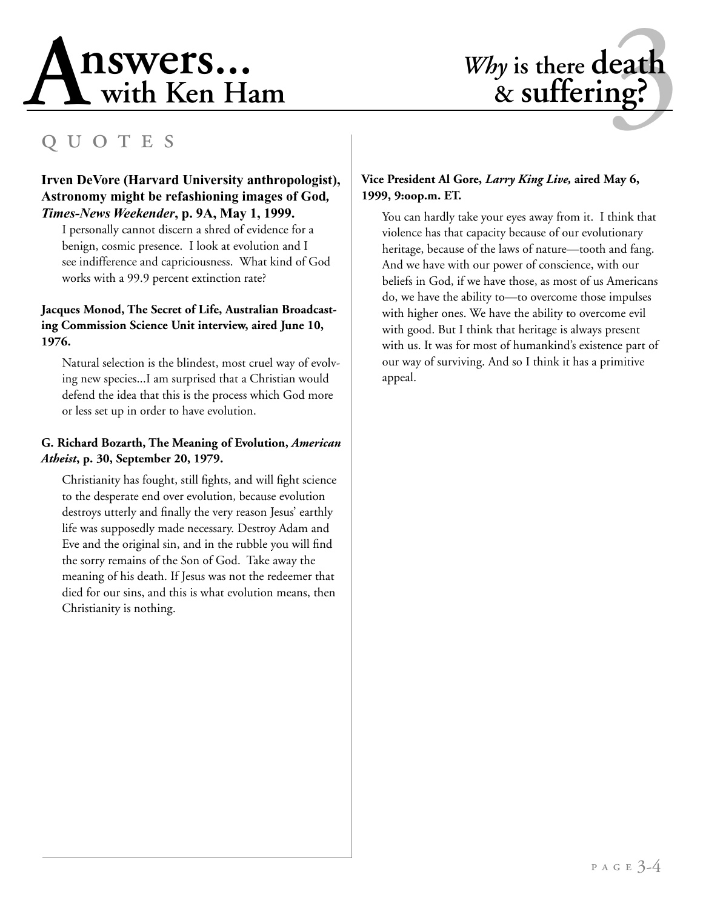## QUOTES

**Irven DeVore (Harvard University anthropologist), Astronomy might be refashioning images of God, *Times-News Weekender*, p. 9A, May 1, 1999.**

I personally cannot discern a shred of evidence for a benign, cosmic presence. I look at evolution and I see indifference and capriciousness. What kind of God works with a 99.9 percent extinction rate?

**Jacques Monod, The Secret of Life, Australian Broadcasting Commission Science Unit interview, aired June 10, 1976.**

Natural selection is the blindest, most cruel way of evolving new species...I am surprised that a Christian would defend the idea that this is the process which God more or less set up in order to have evolution.

**G. Richard Bozarth, The Meaning of Evolution, *American Atheist*, p. 30, September 20, 1979.**

Christianity has fought, still fights, and will fight science to the desperate end over evolution, because evolution destroys utterly and finally the very reason Jesus' earthly life was supposedly made necessary. Destroy Adam and Eve and the original sin, and in the rubble you will find the sorry remains of the Son of God. Take away the meaning of his death. If Jesus was not the redeemer that died for our sins, and this is what evolution means, then Christianity is nothing.

**Vice President Al Gore, *Larry King Live,* aired May 6, 1999, 9:oop.m. ET.**

You can hardly take your eyes away from it. I think that violence has that capacity because of our evolutionary heritage, because of the laws of nature—tooth and fang. And we have with our power of conscience, with our beliefs in God, if we have those, as most of us Americans do, we have the ability to—to overcome those impulses with higher ones. We have the ability to overcome evil with good. But I think that heritage is always present with us. It was for most of humankind's existence part of our way of surviving. And so I think it has a primitive appeal.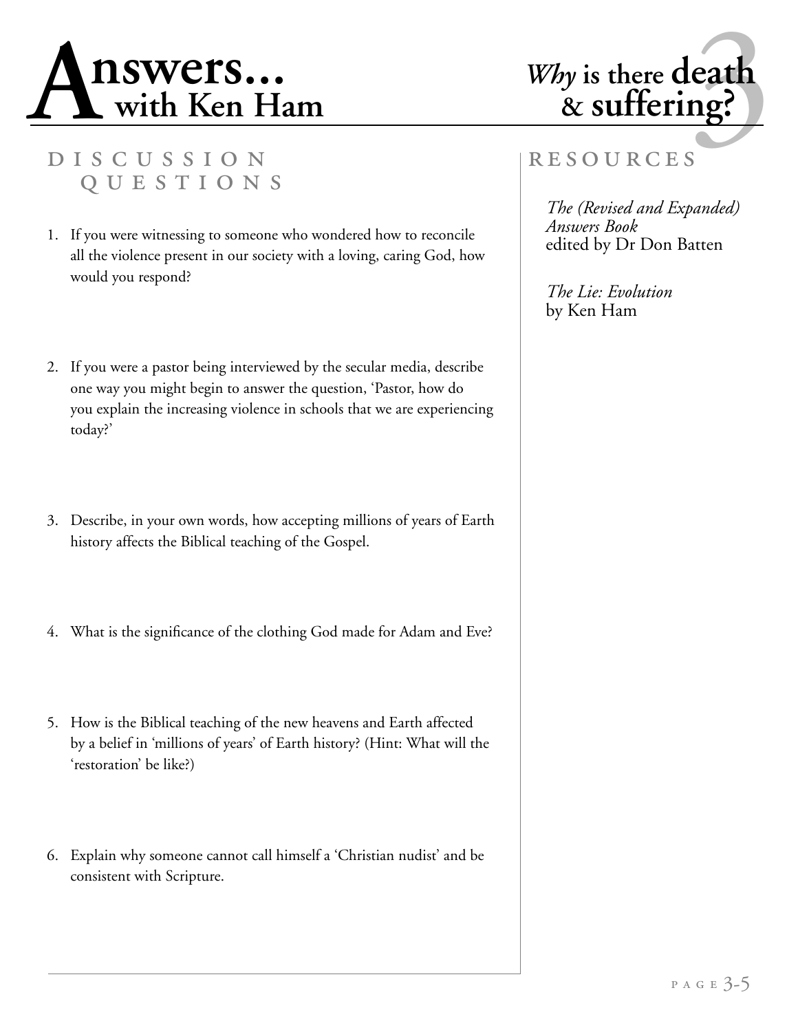# Answers... with Ken Ham

## *Why* is there death & suffering? 3

## DISCUSSION QUESTIONS

1. If you were witnessing to someone who wondered how to reconcile all the violence present in our society with a loving, caring God, how would you respond?

2. If you were a pastor being interviewed by the secular media, describe one way you might begin to answer the question, 'Pastor, how do you explain the increasing violence in schools that we are experiencing today?'

3. Describe, in your own words, how accepting millions of years of Earth history affects the Biblical teaching of the Gospel.

4. What is the significance of the clothing God made for Adam and Eve?

5. How is the Biblical teaching of the new heavens and Earth affected by a belief in 'millions of years' of Earth history? (Hint: What will the 'restoration' be like?)

6. Explain why someone cannot call himself a 'Christian nudist' and be consistent with Scripture.

## RESOURCES

*The (Revised and Expanded) Answers Book*
edited by Dr Don Batten

*The Lie: Evolution*
by Ken Ham